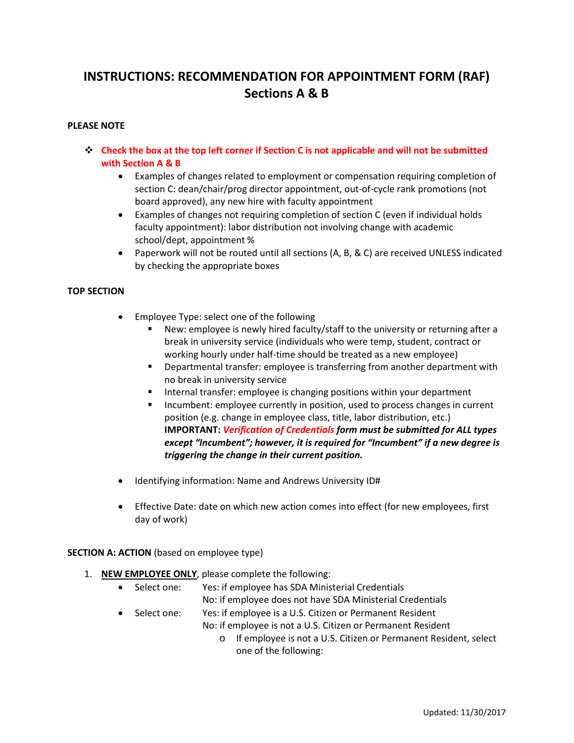# INSTRUCTIONS: RECOMMENDATION FOR APPOINTMENT FORM (RAF) Sections A & B

**PLEASE NOTE**

- **Check the box at the top left corner if Section C is not applicable and will not be submitted with Section A & B**
  - Examples of changes related to employment or compensation requiring completion of section C: dean/chair/prog director appointment, out-of-cycle rank promotions (not board approved), any new hire with faculty appointment
  - Examples of changes not requiring completion of section C (even if individual holds faculty appointment): labor distribution not involving change with academic school/dept, appointment %
  - Paperwork will not be routed until all sections (A, B, & C) are received UNLESS indicated by checking the appropriate boxes

**TOP SECTION**

- Employee Type: select one of the following
  - New: employee is newly hired faculty/staff to the university or returning after a break in university service (individuals who were temp, student, contract or working hourly under half-time should be treated as a new employee)
  - Departmental transfer: employee is transferring from another department with no break in university service
  - Internal transfer: employee is changing positions within your department
  - Incumbent: employee currently in position, used to process changes in current position (e.g. change in employee class, title, labor distribution, etc.)
    **IMPORTANT:** ***Verification of Credentials* form must be submitted for ALL types except "Incumbent"; however, it is required for "Incumbent" if a new degree is triggering the change in their current position.**

- Identifying information: Name and Andrews University ID#

- Effective Date: date on which new action comes into effect (for new employees, first day of work)

**SECTION A: ACTION** (based on employee type)

1. **NEW EMPLOYEE ONLY**, please complete the following:
   - Select one: Yes: if employee has SDA Ministerial Credentials
     No: if employee does not have SDA Ministerial Credentials
   - Select one: Yes: if employee is a U.S. Citizen or Permanent Resident
     No: if employee is not a U.S. Citizen or Permanent Resident
     - If employee is not a U.S. Citizen or Permanent Resident, select one of the following: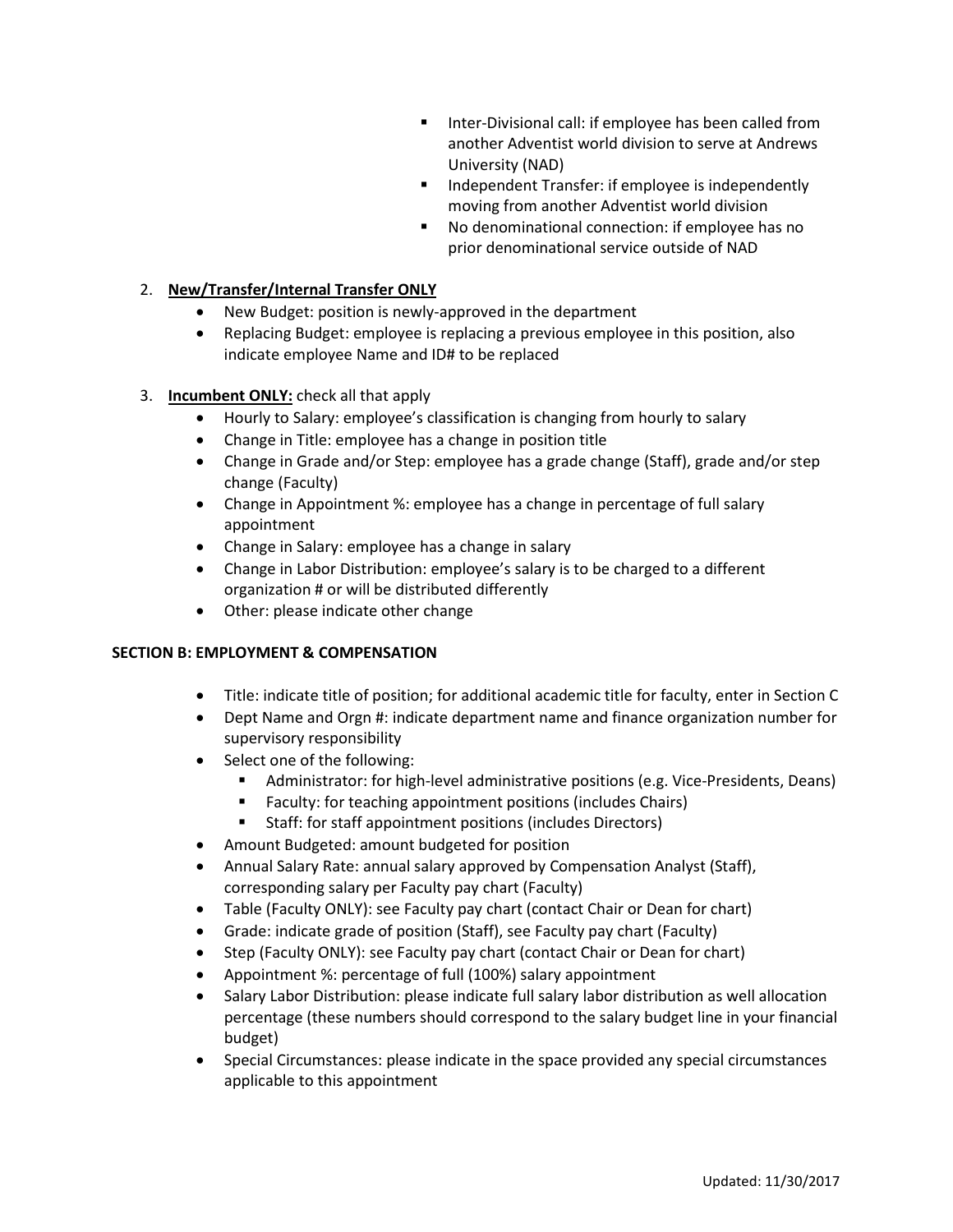- Inter-Divisional call: if employee has been called from another Adventist world division to serve at Andrews University (NAD)
   - Independent Transfer: if employee is independently moving from another Adventist world division
   - No denominational connection: if employee has no prior denominational service outside of NAD

2. **New/Transfer/Internal Transfer ONLY**
   - New Budget: position is newly-approved in the department
   - Replacing Budget: employee is replacing a previous employee in this position, also indicate employee Name and ID# to be replaced

3. **Incumbent ONLY:** check all that apply
   - Hourly to Salary: employee's classification is changing from hourly to salary
   - Change in Title: employee has a change in position title
   - Change in Grade and/or Step: employee has a grade change (Staff), grade and/or step change (Faculty)
   - Change in Appointment %: employee has a change in percentage of full salary appointment
   - Change in Salary: employee has a change in salary
   - Change in Labor Distribution: employee's salary is to be charged to a different organization # or will be distributed differently
   - Other: please indicate other change

**SECTION B: EMPLOYMENT & COMPENSATION**

- Title: indicate title of position; for additional academic title for faculty, enter in Section C
- Dept Name and Orgn #: indicate department name and finance organization number for supervisory responsibility
- Select one of the following:
  - Administrator: for high-level administrative positions (e.g. Vice-Presidents, Deans)
  - Faculty: for teaching appointment positions (includes Chairs)
  - Staff: for staff appointment positions (includes Directors)
- Amount Budgeted: amount budgeted for position
- Annual Salary Rate: annual salary approved by Compensation Analyst (Staff), corresponding salary per Faculty pay chart (Faculty)
- Table (Faculty ONLY): see Faculty pay chart (contact Chair or Dean for chart)
- Grade: indicate grade of position (Staff), see Faculty pay chart (Faculty)
- Step (Faculty ONLY): see Faculty pay chart (contact Chair or Dean for chart)
- Appointment %: percentage of full (100%) salary appointment
- Salary Labor Distribution: please indicate full salary labor distribution as well allocation percentage (these numbers should correspond to the salary budget line in your financial budget)
- Special Circumstances: please indicate in the space provided any special circumstances applicable to this appointment

Updated: 11/30/2017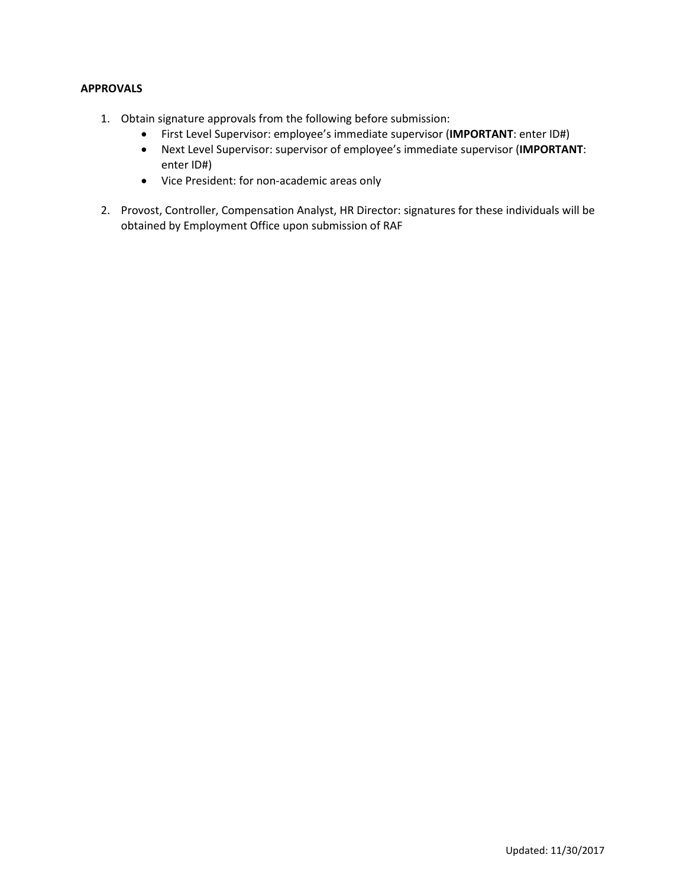**APPROVALS**

1. Obtain signature approvals from the following before submission:
   - First Level Supervisor: employee's immediate supervisor (**IMPORTANT**: enter ID#)
   - Next Level Supervisor: supervisor of employee's immediate supervisor (**IMPORTANT**: enter ID#)
   - Vice President: for non-academic areas only

2. Provost, Controller, Compensation Analyst, HR Director: signatures for these individuals will be obtained by Employment Office upon submission of RAF

Updated: 11/30/2017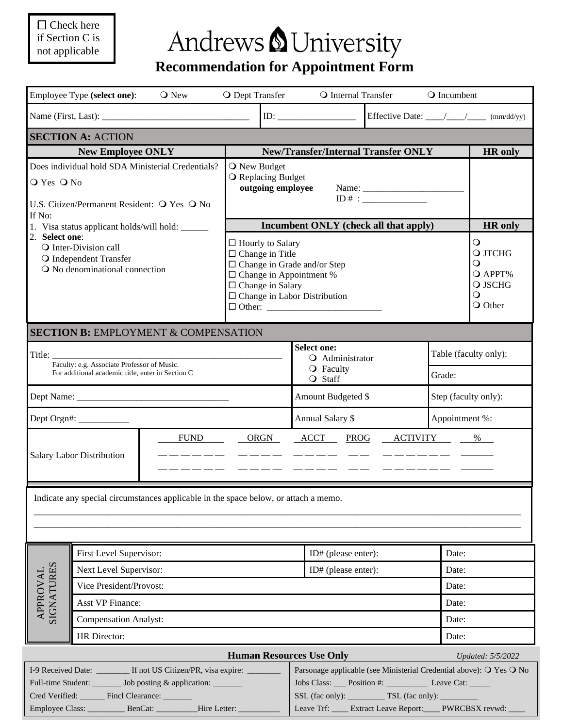☐ Check here if Section C is not applicable

# Andrews University

## Recommendation for Appointment Form

Employee Type **(select one)**: ❍ New ❍ Dept Transfer ❍ Internal Transfer ❍ Incumbent

Name (First, Last): ______________________________ ID: ________________ Effective Date: ____/____/____ (mm/dd/yy)

## SECTION A: ACTION

| New Employee ONLY | New/Transfer/Internal Transfer ONLY | HR only |
|---|---|---|
| Does individual hold SDA Ministerial Credentials? ❍ Yes ❍ No<br><br>U.S. Citizen/Permanent Resident: ❍ Yes ❍ No<br>If No:<br>1. Visa status applicant holds/will hold: ______<br>2. **Select one**:<br>❍ Inter-Division call<br>❍ Independent Transfer<br>❍ No denominational connection | ❍ New Budget<br>❍ Replacing Budget<br>**outgoing employee** Name: ______________________<br>ID # : ______________ | |
| | **Incumbent ONLY (check all that apply)** | **HR only** |
| | ☐ Hourly to Salary<br>☐ Change in Title<br>☐ Change in Grade and/or Step<br>☐ Change in Appointment %<br>☐ Change in Salary<br>☐ Change in Labor Distribution<br>☐ Other: ________________________ | ❍<br>❍ JTCHG<br>❍<br>❍ APPT%<br>❍ JSCHG<br>❍<br>❍ Other |

## SECTION B: EMPLOYMENT & COMPENSATION

| | | |
|---|---|---|
| Title: ____________________________________________<br>Faculty: e.g. Associate Professor of Music.<br>For additional academic title, enter in Section C | **Select one:**<br>❍ Administrator<br>❍ Faculty<br>❍ Staff | Table (faculty only):<br><br>Grade: |
| Dept Name: ________________________________ | Amount Budgeted $ | Step (faculty only): |
| Dept Orgn#: ___________ | Annual Salary $ | Appointment %: |

| Salary Labor Distribution | FUND | ORGN | ACCT | PROG | ACTIVITY | % |
|---|---|---|---|---|---|---|
| | — — — — — — | — — — — | — — — — | — — | — — — — — — — | _______ |
| | — — — — — — | — — — — | — — — — | — — | — — — — — — — | _______ |

Indicate any special circumstances applicable in the space below, or attach a memo.

_______________________________________________________________________________________________

_______________________________________________________________________________________________

| APPROVAL SIGNATURES | | |
|---|---|---|
| First Level Supervisor: | ID# (please enter): | Date: |
| Next Level Supervisor: | ID# (please enter): | Date: |
| Vice President/Provost: | | Date: |
| Asst VP Finance: | | Date: |
| Compensation Analyst: | | Date: |
| HR Director: | | Date: |

**Human Resources Use Only** *Updated: 5/5/2022*

| | |
|---|---|
| I-9 Received Date: ________ If not US Citizen/PR, visa expire: ________ | Parsonage applicable (see Ministerial Credential above): ❍ Yes ❍ No |
| Full-time Student: _______ Job posting & application: _______ | Jobs Class: ___ Position #: __________ Leave Cat: _____ |
| Cred Verified: ______ Fincl Clearance: _______ | SSL (fac only): _________ TSL (fac only): _________ |
| Employee Class: _________ BenCat: __________Hire Letter: __________ | Leave Trf: ____ Extract Leave Report:____ PWRCBSX revwd: ____ |